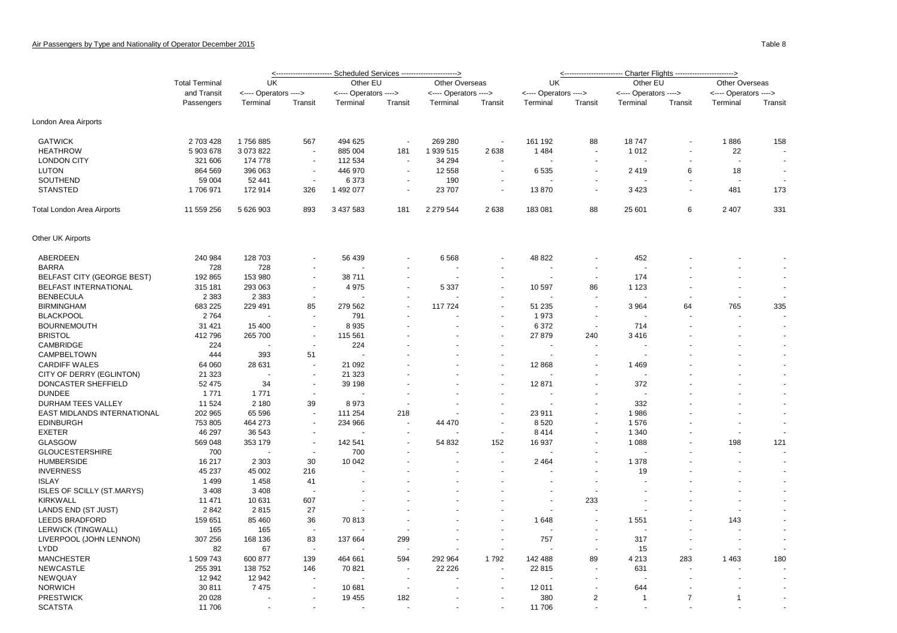Air Passengers by Type and Nationality of Operator December 2015

Table 8

| | Total Terminal and Transit Passengers | Scheduled Services UK Operators Terminal | | | | | | Charter Flights UK Operators Terminal | | | | | |
|---|---|---|---|---|---|---|---|---|---|---|---|---|---|
| | | UK <---- Operators ----> | | Other EU <---- Operators ----> | | Other Overseas <---- Operators ----> | | UK <---- Operators ----> | | Other EU <---- Operators ----> | | Other Overseas <---- Operators ----> | |
| | | Terminal | Transit | Terminal | Transit | Terminal | Transit | Terminal | Transit | Terminal | Transit | Terminal | Transit |
| **London Area Airports** | | | | | | | | | | | | | |
| GATWICK | 2 703 428 | 1 756 885 | 567 | 494 625 | - | 269 280 | - | 161 192 | 88 | 18 747 | - | 1 886 | 158 |
| HEATHROW | 5 903 678 | 3 073 822 | - | 885 004 | 181 | 1 939 515 | 2 638 | 1 484 | - | 1 012 | - | 22 | - |
| LONDON CITY | 321 606 | 174 778 | - | 112 534 | - | 34 294 | - | - | - | - | - | - | - |
| LUTON | 864 569 | 396 063 | - | 446 970 | - | 12 558 | - | 6 535 | - | 2 419 | 6 | 18 | - |
| SOUTHEND | 59 004 | 52 441 | - | 6 373 | - | 190 | - | - | - | - | - | - | - |
| STANSTED | 1 706 971 | 172 914 | 326 | 1 492 077 | - | 23 707 | - | 13 870 | - | 3 423 | - | 481 | 173 |
| Total London Area Airports | 11 559 256 | 5 626 903 | 893 | 3 437 583 | 181 | 2 279 544 | 2 638 | 183 081 | 88 | 25 601 | 6 | 2 407 | 331 |
| **Other UK Airports** | | | | | | | | | | | | | |
| ABERDEEN | 240 984 | 128 703 | - | 56 439 | - | 6 568 | - | 48 822 | - | 452 | - | - | - |
| BARRA | 728 | 728 | - | - | - | - | - | - | - | - | - | - | - |
| BELFAST CITY (GEORGE BEST) | 192 865 | 153 980 | - | 38 711 | - | - | - | - | - | 174 | - | - | - |
| BELFAST INTERNATIONAL | 315 181 | 293 063 | - | 4 975 | - | 5 337 | - | 10 597 | 86 | 1 123 | - | - | - |
| BENBECULA | 2 383 | 2 383 | - | - | - | - | - | - | - | - | - | - | - |
| BIRMINGHAM | 683 225 | 229 491 | 85 | 279 562 | - | 117 724 | - | 51 235 | - | 3 964 | 64 | 765 | 335 |
| BLACKPOOL | 2 764 | - | - | 791 | - | - | - | 1 973 | - | - | - | - | - |
| BOURNEMOUTH | 31 421 | 15 400 | - | 8 935 | - | - | - | 6 372 | - | 714 | - | - | - |
| BRISTOL | 412 796 | 265 700 | - | 115 561 | - | - | - | 27 879 | 240 | 3 416 | - | - | - |
| CAMBRIDGE | 224 | - | - | 224 | - | - | - | - | - | - | - | - | - |
| CAMPBELTOWN | 444 | 393 | 51 | - | - | - | - | - | - | - | - | - | - |
| CARDIFF WALES | 64 060 | 28 631 | - | 21 092 | - | - | - | 12 868 | - | 1 469 | - | - | - |
| CITY OF DERRY (EGLINTON) | 21 323 | - | - | 21 323 | - | - | - | - | - | - | - | - | - |
| DONCASTER SHEFFIELD | 52 475 | 34 | - | 39 198 | - | - | - | 12 871 | - | 372 | - | - | - |
| DUNDEE | 1 771 | 1 771 | - | - | - | - | - | - | - | - | - | - | - |
| DURHAM TEES VALLEY | 11 524 | 2 180 | 39 | 8 973 | - | - | - | - | - | 332 | - | - | - |
| EAST MIDLANDS INTERNATIONAL | 202 965 | 65 596 | - | 111 254 | 218 | - | - | 23 911 | - | 1 986 | - | - | - |
| EDINBURGH | 753 805 | 464 273 | - | 234 966 | - | 44 470 | - | 8 520 | - | 1 576 | - | - | - |
| EXETER | 46 297 | 36 543 | - | - | - | - | - | 8 414 | - | 1 340 | - | - | - |
| GLASGOW | 569 048 | 353 179 | - | 142 541 | - | 54 832 | 152 | 16 937 | - | 1 088 | - | 198 | 121 |
| GLOUCESTERSHIRE | 700 | - | - | 700 | - | - | - | - | - | - | - | - | - |
| HUMBERSIDE | 16 217 | 2 303 | 30 | 10 042 | - | - | - | 2 464 | - | 1 378 | - | - | - |
| INVERNESS | 45 237 | 45 002 | 216 | - | - | - | - | - | - | 19 | - | - | - |
| ISLAY | 1 499 | 1 458 | 41 | - | - | - | - | - | - | - | - | - | - |
| ISLES OF SCILLY (ST.MARYS) | 3 408 | 3 408 | - | - | - | - | - | - | - | - | - | - | - |
| KIRKWALL | 11 471 | 10 631 | 607 | - | - | - | - | - | 233 | - | - | - | - |
| LANDS END (ST JUST) | 2 842 | 2 815 | 27 | - | - | - | - | - | - | - | - | - | - |
| LEEDS BRADFORD | 159 651 | 85 460 | 36 | 70 813 | - | - | - | 1 648 | - | 1 551 | - | 143 | - |
| LERWICK (TINGWALL) | 165 | 165 | - | - | - | - | - | - | - | - | - | - | - |
| LIVERPOOL (JOHN LENNON) | 307 256 | 168 136 | 83 | 137 664 | 299 | - | - | 757 | - | 317 | - | - | - |
| LYDD | 82 | 67 | - | - | - | - | - | - | - | 15 | - | - | - |
| MANCHESTER | 1 509 743 | 600 877 | 139 | 464 661 | 594 | 292 964 | 1 792 | 142 488 | 89 | 4 213 | 283 | 1 463 | 180 |
| NEWCASTLE | 255 391 | 138 752 | 146 | 70 821 | - | 22 226 | - | 22 815 | - | 631 | - | - | - |
| NEWQUAY | 12 942 | 12 942 | - | - | - | - | - | - | - | - | - | - | - |
| NORWICH | 30 811 | 7 475 | - | 10 681 | - | - | - | 12 011 | - | 644 | - | - | - |
| PRESTWICK | 20 028 | - | - | 19 455 | 182 | - | - | 380 | 2 | 1 | 7 | 1 | - |
| SCATSTA | 11 706 | - | - | - | - | - | - | 11 706 | - | - | - | - | - |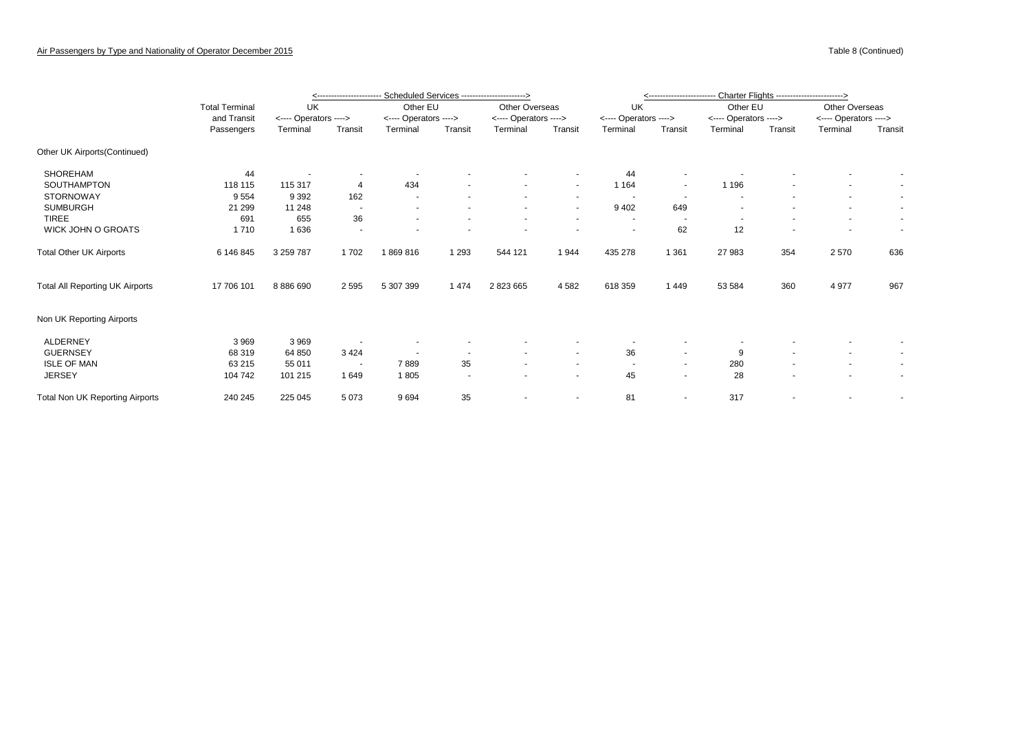Air Passengers by Type and Nationality of Operator December 2015

Table 8 (Continued)

| | Total Terminal and Transit Passengers | Scheduled Services | | | | | | Charter Flights | | | | | |
|---|---|---|---|---|---|---|---|---|---|---|---|---|---|
| | | UK Operators | | Other EU Operators | | Other Overseas Operators | | UK Operators | | Other EU Operators | | Other Overseas Operators | |
| | | Terminal | Transit | Terminal | Transit | Terminal | Transit | Terminal | Transit | Terminal | Transit | Terminal | Transit |
| Other UK Airports(Continued) | | | | | | | | | | | | | |
| SHOREHAM | 44 | - | - | - | - | - | - | 44 | - | - | - | - | - |
| SOUTHAMPTON | 118 115 | 115 317 | 4 | 434 | - | - | - | 1 164 | - | 1 196 | - | - | - |
| STORNOWAY | 9 554 | 9 392 | 162 | - | - | - | - | - | - | - | - | - | - |
| SUMBURGH | 21 299 | 11 248 | - | - | - | - | - | 9 402 | 649 | - | - | - | - |
| TIREE | 691 | 655 | 36 | - | - | - | - | - | - | - | - | - | - |
| WICK JOHN O GROATS | 1 710 | 1 636 | - | - | - | - | - | - | 62 | 12 | - | - | - |
| Total Other UK Airports | 6 146 845 | 3 259 787 | 1 702 | 1 869 816 | 1 293 | 544 121 | 1 944 | 435 278 | 1 361 | 27 983 | 354 | 2 570 | 636 |
| Total All Reporting UK Airports | 17 706 101 | 8 886 690 | 2 595 | 5 307 399 | 1 474 | 2 823 665 | 4 582 | 618 359 | 1 449 | 53 584 | 360 | 4 977 | 967 |
| Non UK Reporting Airports | | | | | | | | | | | | | |
| ALDERNEY | 3 969 | 3 969 | - | - | - | - | - | - | - | - | - | - | - |
| GUERNSEY | 68 319 | 64 850 | 3 424 | - | - | - | - | 36 | - | 9 | - | - | - |
| ISLE OF MAN | 63 215 | 55 011 | - | 7 889 | 35 | - | - | - | - | 280 | - | - | - |
| JERSEY | 104 742 | 101 215 | 1 649 | 1 805 | - | - | - | 45 | - | 28 | - | - | - |
| Total Non UK Reporting Airports | 240 245 | 225 045 | 5 073 | 9 694 | 35 | - | - | 81 | - | 317 | - | - | - |